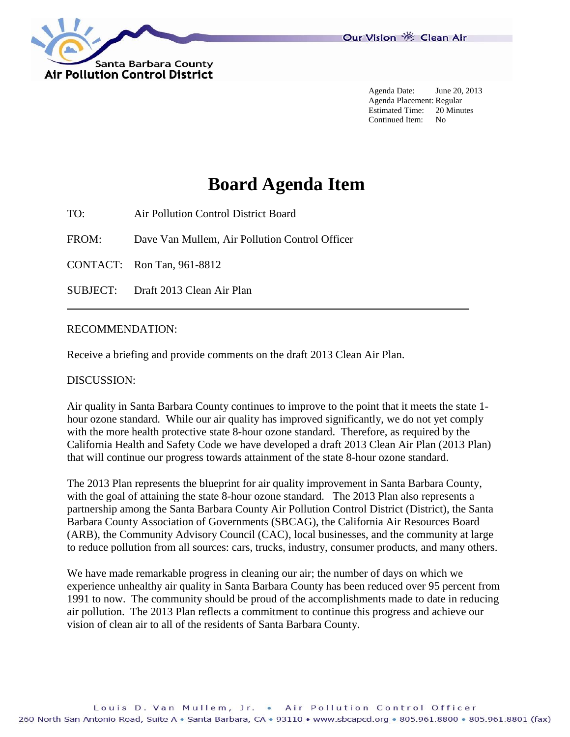Santa Barbara County
Air Pollution Control District

Our Vision Clean Air

Agenda Date: June 20, 2013
Agenda Placement: Regular
Estimated Time: 20 Minutes
Continued Item: No

# Board Agenda Item

TO: Air Pollution Control District Board

FROM: Dave Van Mullem, Air Pollution Control Officer

CONTACT: Ron Tan, 961-8812

SUBJECT: Draft 2013 Clean Air Plan

---

RECOMMENDATION:

Receive a briefing and provide comments on the draft 2013 Clean Air Plan.

DISCUSSION:

Air quality in Santa Barbara County continues to improve to the point that it meets the state 1-hour ozone standard. While our air quality has improved significantly, we do not yet comply with the more health protective state 8-hour ozone standard. Therefore, as required by the California Health and Safety Code we have developed a draft 2013 Clean Air Plan (2013 Plan) that will continue our progress towards attainment of the state 8-hour ozone standard.

The 2013 Plan represents the blueprint for air quality improvement in Santa Barbara County, with the goal of attaining the state 8-hour ozone standard. The 2013 Plan also represents a partnership among the Santa Barbara County Air Pollution Control District (District), the Santa Barbara County Association of Governments (SBCAG), the California Air Resources Board (ARB), the Community Advisory Council (CAC), local businesses, and the community at large to reduce pollution from all sources: cars, trucks, industry, consumer products, and many others.

We have made remarkable progress in cleaning our air; the number of days on which we experience unhealthy air quality in Santa Barbara County has been reduced over 95 percent from 1991 to now. The community should be proud of the accomplishments made to date in reducing air pollution. The 2013 Plan reflects a commitment to continue this progress and achieve our vision of clean air to all of the residents of Santa Barbara County.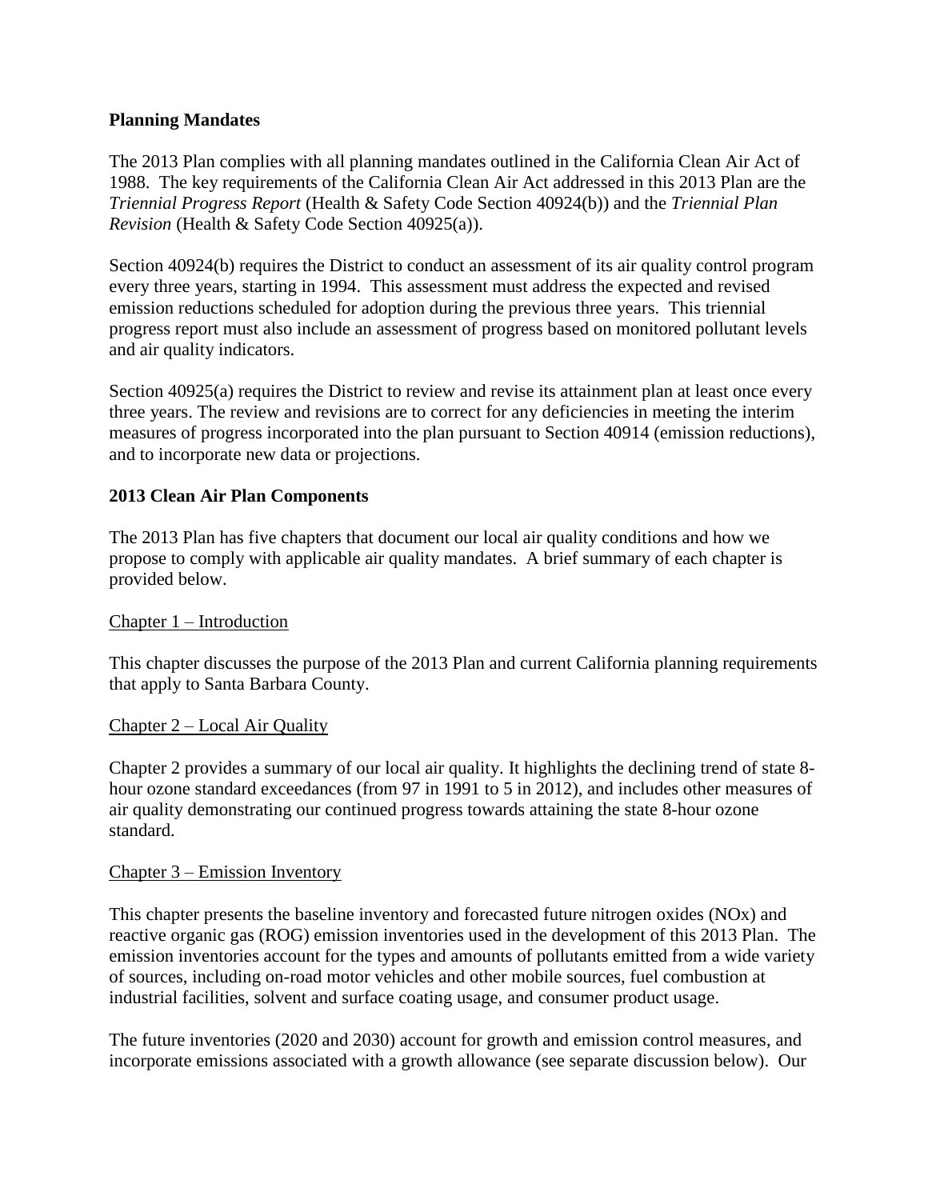**Planning Mandates**

The 2013 Plan complies with all planning mandates outlined in the California Clean Air Act of 1988. The key requirements of the California Clean Air Act addressed in this 2013 Plan are the *Triennial Progress Report* (Health & Safety Code Section 40924(b)) and the *Triennial Plan Revision* (Health & Safety Code Section 40925(a)).

Section 40924(b) requires the District to conduct an assessment of its air quality control program every three years, starting in 1994. This assessment must address the expected and revised emission reductions scheduled for adoption during the previous three years. This triennial progress report must also include an assessment of progress based on monitored pollutant levels and air quality indicators.

Section 40925(a) requires the District to review and revise its attainment plan at least once every three years. The review and revisions are to correct for any deficiencies in meeting the interim measures of progress incorporated into the plan pursuant to Section 40914 (emission reductions), and to incorporate new data or projections.

**2013 Clean Air Plan Components**

The 2013 Plan has five chapters that document our local air quality conditions and how we propose to comply with applicable air quality mandates. A brief summary of each chapter is provided below.

<u>Chapter 1 – Introduction</u>

This chapter discusses the purpose of the 2013 Plan and current California planning requirements that apply to Santa Barbara County.

<u>Chapter 2 – Local Air Quality</u>

Chapter 2 provides a summary of our local air quality. It highlights the declining trend of state 8-hour ozone standard exceedances (from 97 in 1991 to 5 in 2012), and includes other measures of air quality demonstrating our continued progress towards attaining the state 8-hour ozone standard.

<u>Chapter 3 – Emission Inventory</u>

This chapter presents the baseline inventory and forecasted future nitrogen oxides (NOx) and reactive organic gas (ROG) emission inventories used in the development of this 2013 Plan. The emission inventories account for the types and amounts of pollutants emitted from a wide variety of sources, including on-road motor vehicles and other mobile sources, fuel combustion at industrial facilities, solvent and surface coating usage, and consumer product usage.

The future inventories (2020 and 2030) account for growth and emission control measures, and incorporate emissions associated with a growth allowance (see separate discussion below). Our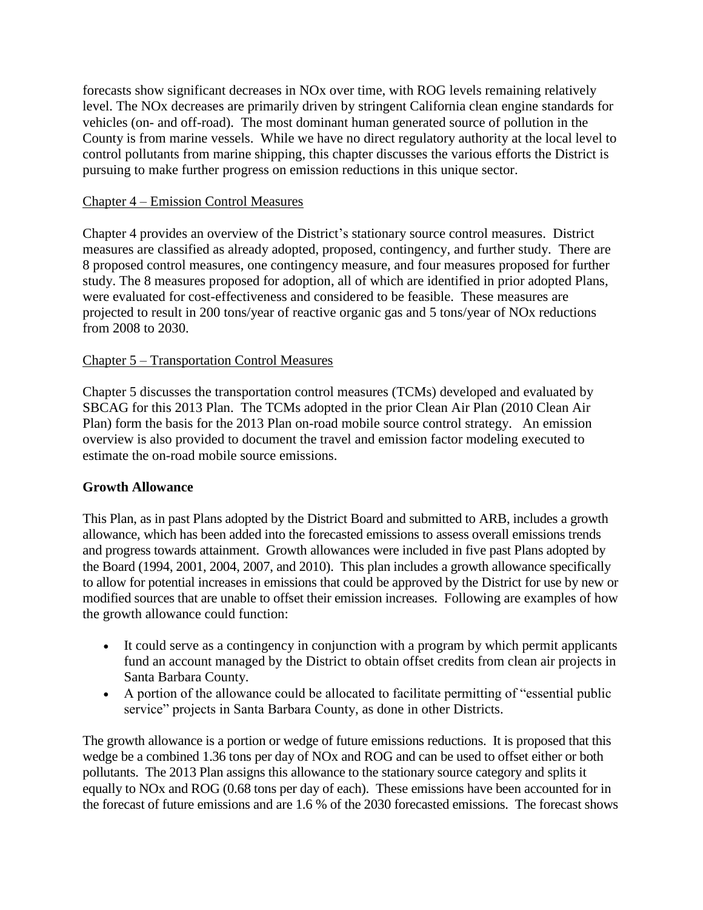forecasts show significant decreases in NOx over time, with ROG levels remaining relatively level. The NOx decreases are primarily driven by stringent California clean engine standards for vehicles (on- and off-road). The most dominant human generated source of pollution in the County is from marine vessels. While we have no direct regulatory authority at the local level to control pollutants from marine shipping, this chapter discusses the various efforts the District is pursuing to make further progress on emission reductions in this unique sector.

Chapter 4 – Emission Control Measures

Chapter 4 provides an overview of the District's stationary source control measures. District measures are classified as already adopted, proposed, contingency, and further study. There are 8 proposed control measures, one contingency measure, and four measures proposed for further study. The 8 measures proposed for adoption, all of which are identified in prior adopted Plans, were evaluated for cost-effectiveness and considered to be feasible. These measures are projected to result in 200 tons/year of reactive organic gas and 5 tons/year of NOx reductions from 2008 to 2030.

Chapter 5 – Transportation Control Measures

Chapter 5 discusses the transportation control measures (TCMs) developed and evaluated by SBCAG for this 2013 Plan. The TCMs adopted in the prior Clean Air Plan (2010 Clean Air Plan) form the basis for the 2013 Plan on-road mobile source control strategy. An emission overview is also provided to document the travel and emission factor modeling executed to estimate the on-road mobile source emissions.

**Growth Allowance**

This Plan, as in past Plans adopted by the District Board and submitted to ARB, includes a growth allowance, which has been added into the forecasted emissions to assess overall emissions trends and progress towards attainment. Growth allowances were included in five past Plans adopted by the Board (1994, 2001, 2004, 2007, and 2010). This plan includes a growth allowance specifically to allow for potential increases in emissions that could be approved by the District for use by new or modified sources that are unable to offset their emission increases. Following are examples of how the growth allowance could function:

- It could serve as a contingency in conjunction with a program by which permit applicants fund an account managed by the District to obtain offset credits from clean air projects in Santa Barbara County.
- A portion of the allowance could be allocated to facilitate permitting of "essential public service" projects in Santa Barbara County, as done in other Districts.

The growth allowance is a portion or wedge of future emissions reductions. It is proposed that this wedge be a combined 1.36 tons per day of NOx and ROG and can be used to offset either or both pollutants. The 2013 Plan assigns this allowance to the stationary source category and splits it equally to NOx and ROG (0.68 tons per day of each). These emissions have been accounted for in the forecast of future emissions and are 1.6 % of the 2030 forecasted emissions. The forecast shows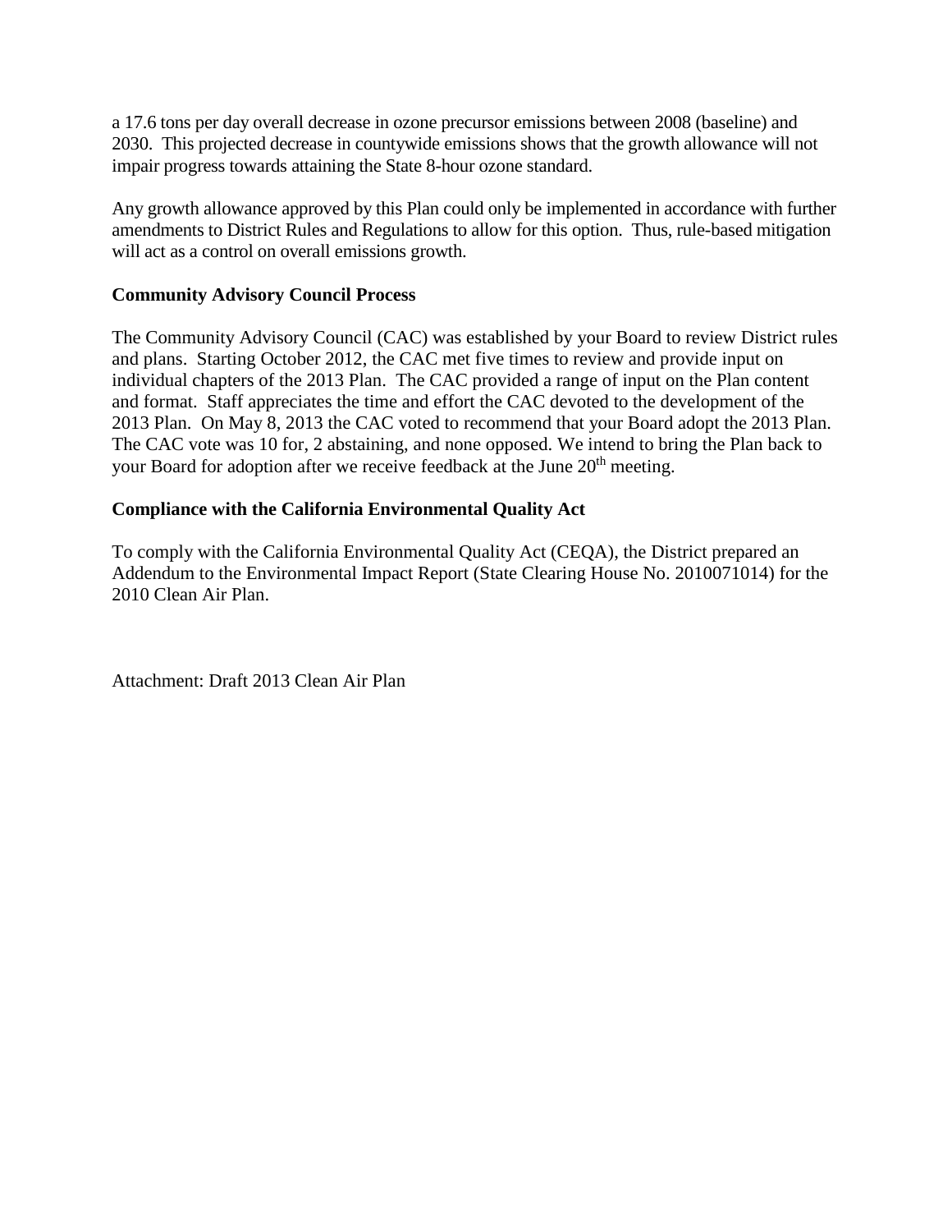a 17.6 tons per day overall decrease in ozone precursor emissions between 2008 (baseline) and 2030. This projected decrease in countywide emissions shows that the growth allowance will not impair progress towards attaining the State 8-hour ozone standard.

Any growth allowance approved by this Plan could only be implemented in accordance with further amendments to District Rules and Regulations to allow for this option. Thus, rule-based mitigation will act as a control on overall emissions growth.

**Community Advisory Council Process**

The Community Advisory Council (CAC) was established by your Board to review District rules and plans. Starting October 2012, the CAC met five times to review and provide input on individual chapters of the 2013 Plan. The CAC provided a range of input on the Plan content and format. Staff appreciates the time and effort the CAC devoted to the development of the 2013 Plan. On May 8, 2013 the CAC voted to recommend that your Board adopt the 2013 Plan. The CAC vote was 10 for, 2 abstaining, and none opposed. We intend to bring the Plan back to your Board for adoption after we receive feedback at the June 20th meeting.

**Compliance with the California Environmental Quality Act**

To comply with the California Environmental Quality Act (CEQA), the District prepared an Addendum to the Environmental Impact Report (State Clearing House No. 2010071014) for the 2010 Clean Air Plan.

Attachment: Draft 2013 Clean Air Plan